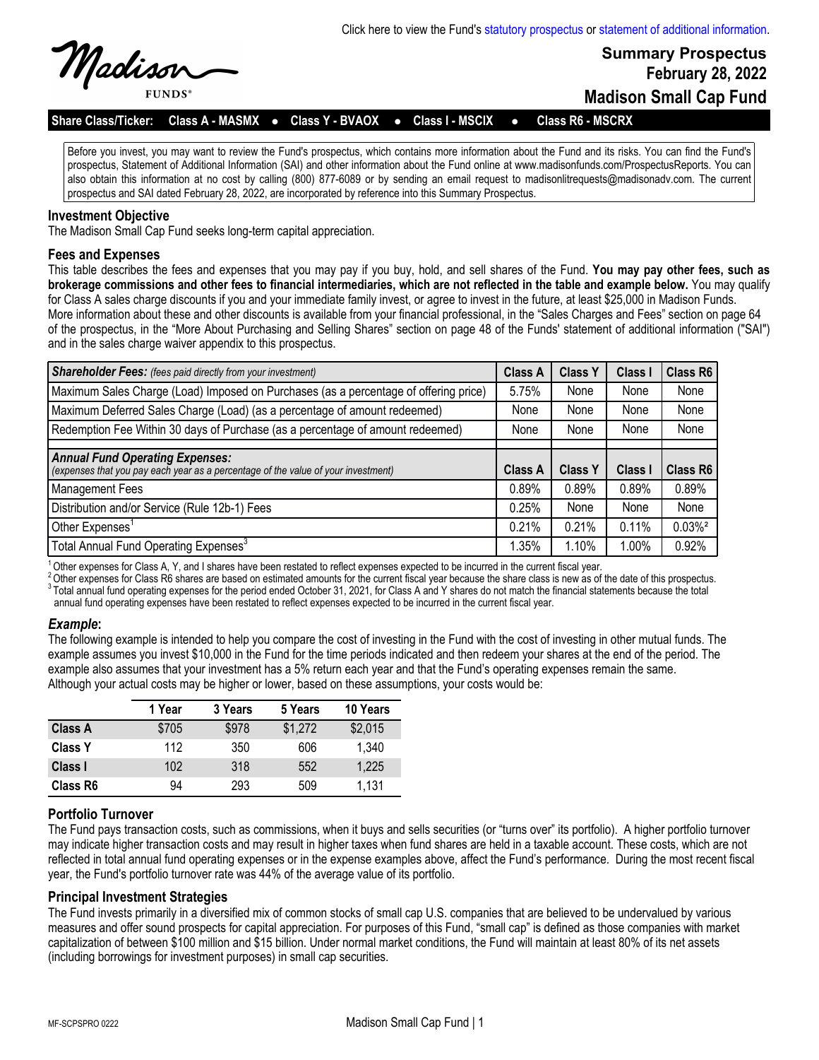Click here to view the Fund's statutory prospectus or statement of additional information.

Madison FUNDS®

# Summary Prospectus
## February 28, 2022
## Madison Small Cap Fund

**Share Class/Ticker: Class A - MASMX • Class Y - BVAOX • Class I - MSCIX • Class R6 - MSCRX**

Before you invest, you may want to review the Fund's prospectus, which contains more information about the Fund and its risks. You can find the Fund's prospectus, Statement of Additional Information (SAI) and other information about the Fund online at www.madisonfunds.com/ProspectusReports. You can also obtain this information at no cost by calling (800) 877-6089 or by sending an email request to madisonlitrequests@madisonadv.com. The current prospectus and SAI dated February 28, 2022, are incorporated by reference into this Summary Prospectus.

### Investment Objective

The Madison Small Cap Fund seeks long-term capital appreciation.

### Fees and Expenses

This table describes the fees and expenses that you may pay if you buy, hold, and sell shares of the Fund. **You may pay other fees, such as brokerage commissions and other fees to financial intermediaries, which are not reflected in the table and example below.** You may qualify for Class A sales charge discounts if you and your immediate family invest, or agree to invest in the future, at least $25,000 in Madison Funds. More information about these and other discounts is available from your financial professional, in the "Sales Charges and Fees" section on page 64 of the prospectus, in the "More About Purchasing and Selling Shares" section on page 48 of the Funds' statement of additional information ("SAI") and in the sales charge waiver appendix to this prospectus.

| ***Shareholder Fees:*** *(fees paid directly from your investment)* | Class A | Class Y | Class I | Class R6 |
|---|---|---|---|---|
| Maximum Sales Charge (Load) Imposed on Purchases (as a percentage of offering price) | 5.75% | None | None | None |
| Maximum Deferred Sales Charge (Load) (as a percentage of amount redeemed) | None | None | None | None |
| Redemption Fee Within 30 days of Purchase (as a percentage of amount redeemed) | None | None | None | None |
| | | | | |
| ***Annual Fund Operating Expenses:*** *(expenses that you pay each year as a percentage of the value of your investment)* | **Class A** | **Class Y** | **Class I** | **Class R6** |
| Management Fees | 0.89% | 0.89% | 0.89% | 0.89% |
| Distribution and/or Service (Rule 12b-1) Fees | 0.25% | None | None | None |
| Other Expenses[1] | 0.21% | 0.21% | 0.11% | 0.03%[2] |
| Total Annual Fund Operating Expenses[3] | 1.35% | 1.10% | 1.00% | 0.92% |

[1] Other expenses for Class A, Y, and I shares have been restated to reflect expenses expected to be incurred in the current fiscal year.
[2] Other expenses for Class R6 shares are based on estimated amounts for the current fiscal year because the share class is new as of the date of this prospectus.
[3] Total annual fund operating expenses for the period ended October 31, 2021, for Class A and Y shares do not match the financial statements because the total annual fund operating expenses have been restated to reflect expenses expected to be incurred in the current fiscal year.

### *Example*:

The following example is intended to help you compare the cost of investing in the Fund with the cost of investing in other mutual funds. The example assumes you invest $10,000 in the Fund for the time periods indicated and then redeem your shares at the end of the period. The example also assumes that your investment has a 5% return each year and that the Fund's operating expenses remain the same. Although your actual costs may be higher or lower, based on these assumptions, your costs would be:

| | 1 Year | 3 Years | 5 Years | 10 Years |
|---|---|---|---|---|
| **Class A** | $705 | $978 | $1,272 | $2,015 |
| **Class Y** | 112 | 350 | 606 | 1,340 |
| **Class I** | 102 | 318 | 552 | 1,225 |
| **Class R6** | 94 | 293 | 509 | 1,131 |

### Portfolio Turnover

The Fund pays transaction costs, such as commissions, when it buys and sells securities (or "turns over" its portfolio). A higher portfolio turnover may indicate higher transaction costs and may result in higher taxes when fund shares are held in a taxable account. These costs, which are not reflected in total annual fund operating expenses or in the expense examples above, affect the Fund's performance. During the most recent fiscal year, the Fund's portfolio turnover rate was 44% of the average value of its portfolio.

### Principal Investment Strategies

The Fund invests primarily in a diversified mix of common stocks of small cap U.S. companies that are believed to be undervalued by various measures and offer sound prospects for capital appreciation. For purposes of this Fund, "small cap" is defined as those companies with market capitalization of between $100 million and $15 billion. Under normal market conditions, the Fund will maintain at least 80% of its net assets (including borrowings for investment purposes) in small cap securities.

MF-SCPSPRO 0222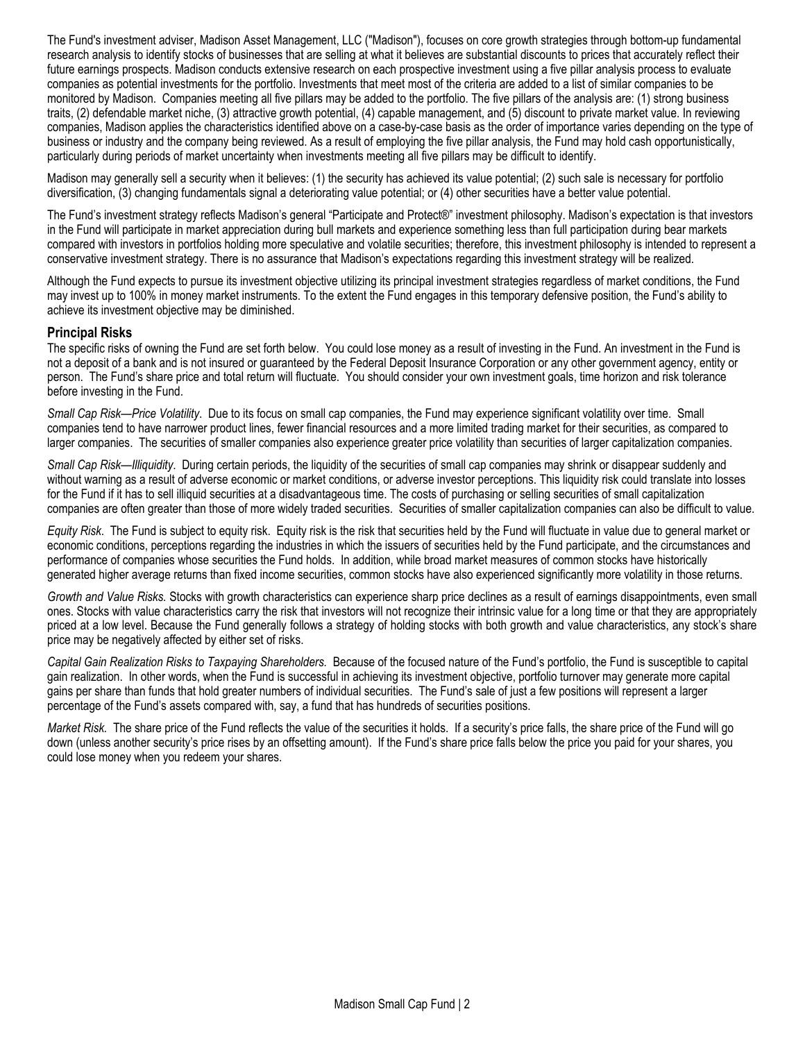The Fund's investment adviser, Madison Asset Management, LLC ("Madison"), focuses on core growth strategies through bottom-up fundamental research analysis to identify stocks of businesses that are selling at what it believes are substantial discounts to prices that accurately reflect their future earnings prospects. Madison conducts extensive research on each prospective investment using a five pillar analysis process to evaluate companies as potential investments for the portfolio. Investments that meet most of the criteria are added to a list of similar companies to be monitored by Madison. Companies meeting all five pillars may be added to the portfolio. The five pillars of the analysis are: (1) strong business traits, (2) defendable market niche, (3) attractive growth potential, (4) capable management, and (5) discount to private market value. In reviewing companies, Madison applies the characteristics identified above on a case-by-case basis as the order of importance varies depending on the type of business or industry and the company being reviewed. As a result of employing the five pillar analysis, the Fund may hold cash opportunistically, particularly during periods of market uncertainty when investments meeting all five pillars may be difficult to identify.

Madison may generally sell a security when it believes: (1) the security has achieved its value potential; (2) such sale is necessary for portfolio diversification, (3) changing fundamentals signal a deteriorating value potential; or (4) other securities have a better value potential.

The Fund's investment strategy reflects Madison's general "Participate and Protect®" investment philosophy. Madison's expectation is that investors in the Fund will participate in market appreciation during bull markets and experience something less than full participation during bear markets compared with investors in portfolios holding more speculative and volatile securities; therefore, this investment philosophy is intended to represent a conservative investment strategy. There is no assurance that Madison's expectations regarding this investment strategy will be realized.

Although the Fund expects to pursue its investment objective utilizing its principal investment strategies regardless of market conditions, the Fund may invest up to 100% in money market instruments. To the extent the Fund engages in this temporary defensive position, the Fund's ability to achieve its investment objective may be diminished.

## Principal Risks

The specific risks of owning the Fund are set forth below. You could lose money as a result of investing in the Fund. An investment in the Fund is not a deposit of a bank and is not insured or guaranteed by the Federal Deposit Insurance Corporation or any other government agency, entity or person. The Fund's share price and total return will fluctuate. You should consider your own investment goals, time horizon and risk tolerance before investing in the Fund.

*Small Cap Risk—Price Volatility*. Due to its focus on small cap companies, the Fund may experience significant volatility over time. Small companies tend to have narrower product lines, fewer financial resources and a more limited trading market for their securities, as compared to larger companies. The securities of smaller companies also experience greater price volatility than securities of larger capitalization companies.

*Small Cap Risk—Illiquidity*. During certain periods, the liquidity of the securities of small cap companies may shrink or disappear suddenly and without warning as a result of adverse economic or market conditions, or adverse investor perceptions. This liquidity risk could translate into losses for the Fund if it has to sell illiquid securities at a disadvantageous time. The costs of purchasing or selling securities of small capitalization companies are often greater than those of more widely traded securities. Securities of smaller capitalization companies can also be difficult to value.

*Equity Risk*. The Fund is subject to equity risk. Equity risk is the risk that securities held by the Fund will fluctuate in value due to general market or economic conditions, perceptions regarding the industries in which the issuers of securities held by the Fund participate, and the circumstances and performance of companies whose securities the Fund holds. In addition, while broad market measures of common stocks have historically generated higher average returns than fixed income securities, common stocks have also experienced significantly more volatility in those returns.

*Growth and Value Risks.* Stocks with growth characteristics can experience sharp price declines as a result of earnings disappointments, even small ones. Stocks with value characteristics carry the risk that investors will not recognize their intrinsic value for a long time or that they are appropriately priced at a low level. Because the Fund generally follows a strategy of holding stocks with both growth and value characteristics, any stock's share price may be negatively affected by either set of risks.

*Capital Gain Realization Risks to Taxpaying Shareholders.* Because of the focused nature of the Fund's portfolio, the Fund is susceptible to capital gain realization. In other words, when the Fund is successful in achieving its investment objective, portfolio turnover may generate more capital gains per share than funds that hold greater numbers of individual securities. The Fund's sale of just a few positions will represent a larger percentage of the Fund's assets compared with, say, a fund that has hundreds of securities positions.

*Market Risk.* The share price of the Fund reflects the value of the securities it holds. If a security's price falls, the share price of the Fund will go down (unless another security's price rises by an offsetting amount). If the Fund's share price falls below the price you paid for your shares, you could lose money when you redeem your shares.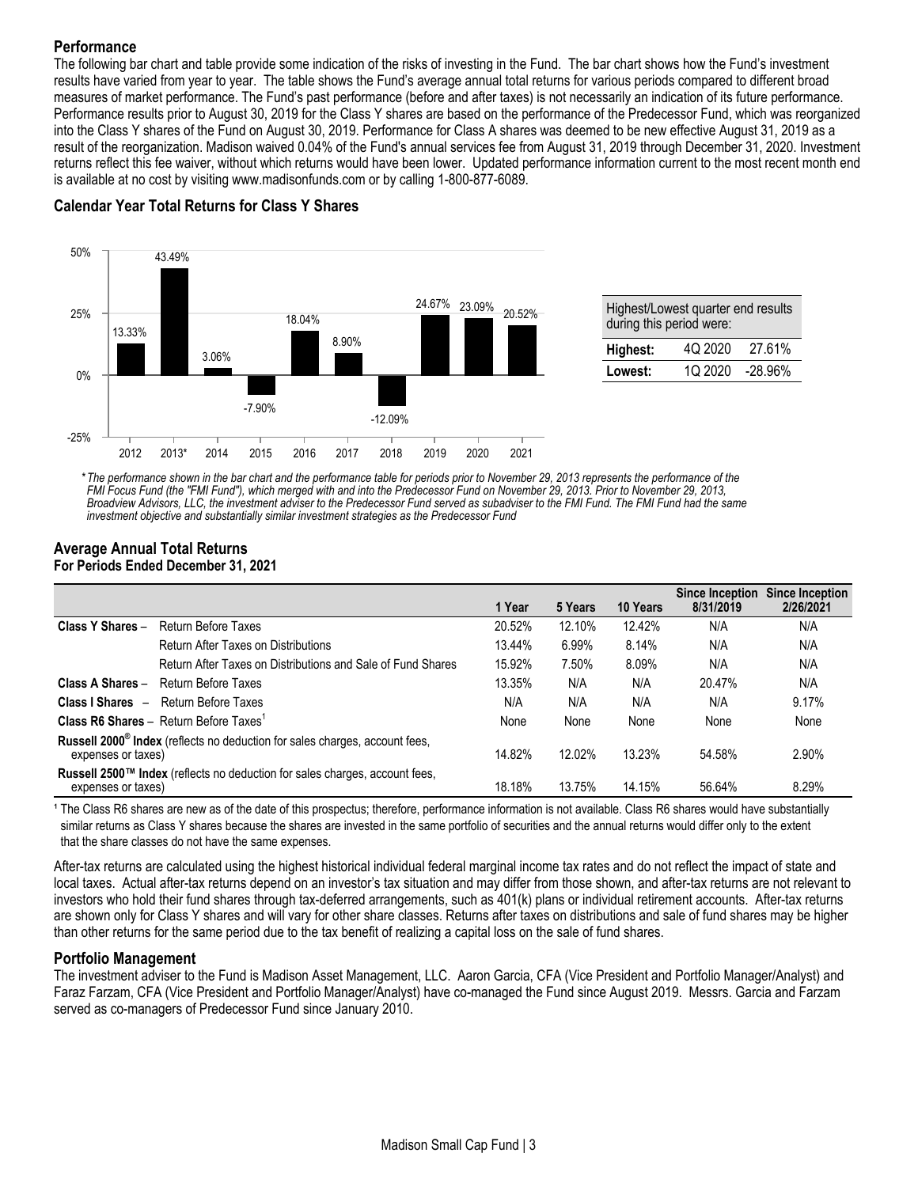## Performance

The following bar chart and table provide some indication of the risks of investing in the Fund. The bar chart shows how the Fund's investment results have varied from year to year. The table shows the Fund's average annual total returns for various periods compared to different broad measures of market performance. The Fund's past performance (before and after taxes) is not necessarily an indication of its future performance. Performance results prior to August 30, 2019 for the Class Y shares are based on the performance of the Predecessor Fund, which was reorganized into the Class Y shares of the Fund on August 30, 2019. Performance for Class A shares was deemed to be new effective August 31, 2019 as a result of the reorganization. Madison waived 0.04% of the Fund's annual services fee from August 31, 2019 through December 31, 2020. Investment returns reflect this fee waiver, without which returns would have been lower. Updated performance information current to the most recent month end is available at no cost by visiting www.madisonfunds.com or by calling 1-800-877-6089.

### Calendar Year Total Returns for Class Y Shares

| Year | Return |
|---|---|
| 2012 | 13.33% |
| 2013* | 43.49% |
| 2014 | 3.06% |
| 2015 | -7.90% |
| 2016 | 18.04% |
| 2017 | 8.90% |
| 2018 | -12.09% |
| 2019 | 24.67% |
| 2020 | 23.09% |
| 2021 | 20.52% |

| Highest/Lowest quarter end results during this period were: | | |
|---|---|---|
| **Highest:** | 4Q 2020 | 27.61% |
| **Lowest:** | 1Q 2020 | -28.96% |

*\*The performance shown in the bar chart and the performance table for periods prior to November 29, 2013 represents the performance of the FMI Focus Fund (the "FMI Fund"), which merged with and into the Predecessor Fund on November 29, 2013. Prior to November 29, 2013, Broadview Advisors, LLC, the investment adviser to the Predecessor Fund served as subadviser to the FMI Fund. The FMI Fund had the same investment objective and substantially similar investment strategies as the Predecessor Fund*

### Average Annual Total Returns
**For Periods Ended December 31, 2021**

| | | 1 Year | 5 Years | 10 Years | Since Inception 8/31/2019 | Since Inception 2/26/2021 |
|---|---|---|---|---|---|---|
| **Class Y Shares** – | Return Before Taxes | 20.52% | 12.10% | 12.42% | N/A | N/A |
| | Return After Taxes on Distributions | 13.44% | 6.99% | 8.14% | N/A | N/A |
| | Return After Taxes on Distributions and Sale of Fund Shares | 15.92% | 7.50% | 8.09% | N/A | N/A |
| **Class A Shares** – | Return Before Taxes | 13.35% | N/A | N/A | 20.47% | N/A |
| **Class I Shares** – | Return Before Taxes | N/A | N/A | N/A | N/A | 9.17% |
| **Class R6 Shares** – | Return Before Taxes[1] | None | None | None | None | None |
| **Russell 2000® Index** (reflects no deduction for sales charges, account fees, expenses or taxes) | | 14.82% | 12.02% | 13.23% | 54.58% | 2.90% |
| **Russell 2500™ Index** (reflects no deduction for sales charges, account fees, expenses or taxes) | | 18.18% | 13.75% | 14.15% | 56.64% | 8.29% |

[1] The Class R6 shares are new as of the date of this prospectus; therefore, performance information is not available. Class R6 shares would have substantially similar returns as Class Y shares because the shares are invested in the same portfolio of securities and the annual returns would differ only to the extent that the share classes do not have the same expenses.

After-tax returns are calculated using the highest historical individual federal marginal income tax rates and do not reflect the impact of state and local taxes. Actual after-tax returns depend on an investor's tax situation and may differ from those shown, and after-tax returns are not relevant to investors who hold their fund shares through tax-deferred arrangements, such as 401(k) plans or individual retirement accounts. After-tax returns are shown only for Class Y shares and will vary for other share classes. Returns after taxes on distributions and sale of fund shares may be higher than other returns for the same period due to the tax benefit of realizing a capital loss on the sale of fund shares.

## Portfolio Management

The investment adviser to the Fund is Madison Asset Management, LLC. Aaron Garcia, CFA (Vice President and Portfolio Manager/Analyst) and Faraz Farzam, CFA (Vice President and Portfolio Manager/Analyst) have co-managed the Fund since August 2019. Messrs. Garcia and Farzam served as co-managers of Predecessor Fund since January 2010.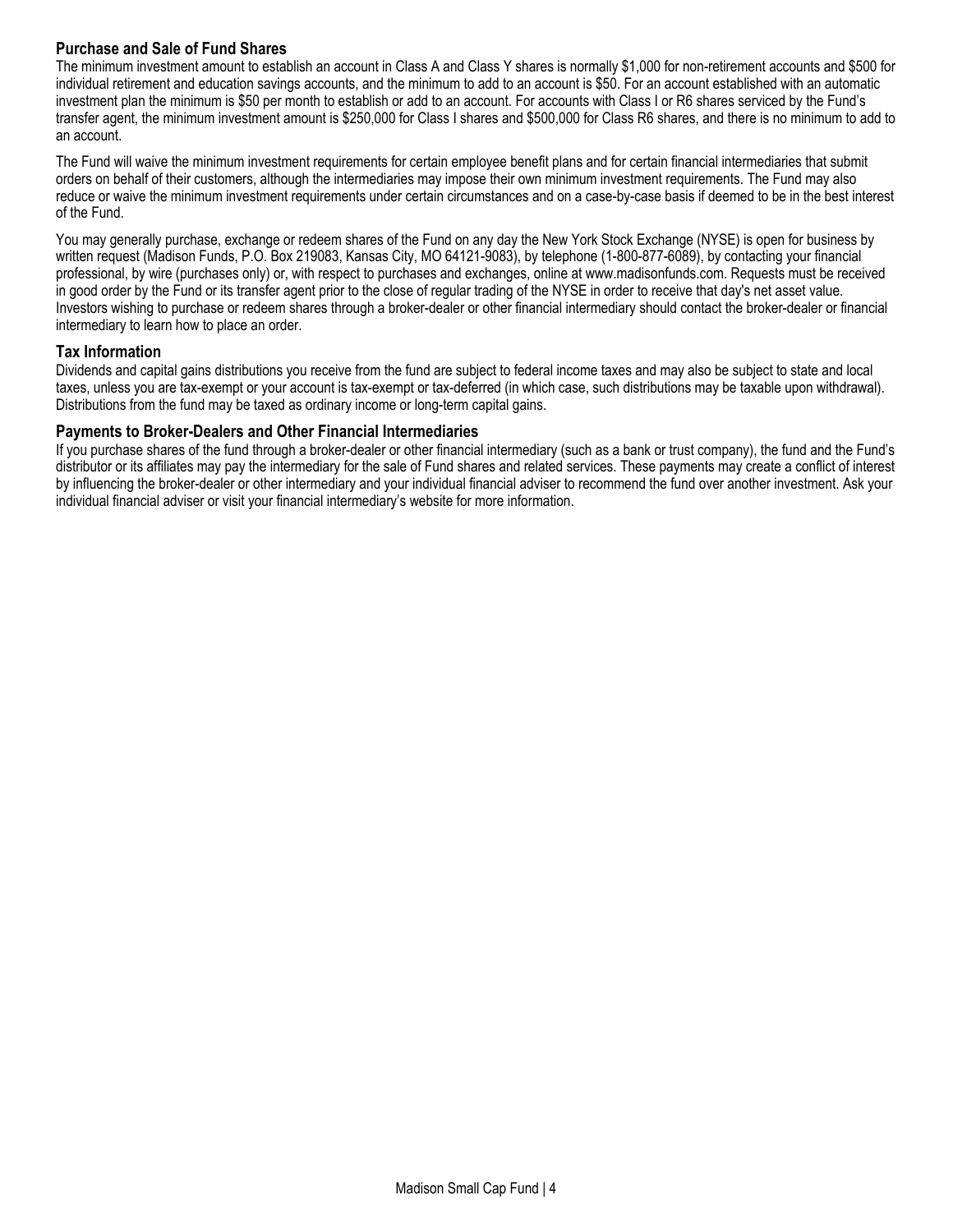## Purchase and Sale of Fund Shares

The minimum investment amount to establish an account in Class A and Class Y shares is normally $1,000 for non-retirement accounts and $500 for individual retirement and education savings accounts, and the minimum to add to an account is $50. For an account established with an automatic investment plan the minimum is $50 per month to establish or add to an account. For accounts with Class I or R6 shares serviced by the Fund's transfer agent, the minimum investment amount is $250,000 for Class I shares and $500,000 for Class R6 shares, and there is no minimum to add to an account.

The Fund will waive the minimum investment requirements for certain employee benefit plans and for certain financial intermediaries that submit orders on behalf of their customers, although the intermediaries may impose their own minimum investment requirements. The Fund may also reduce or waive the minimum investment requirements under certain circumstances and on a case-by-case basis if deemed to be in the best interest of the Fund.

You may generally purchase, exchange or redeem shares of the Fund on any day the New York Stock Exchange (NYSE) is open for business by written request (Madison Funds, P.O. Box 219083, Kansas City, MO 64121-9083), by telephone (1-800-877-6089), by contacting your financial professional, by wire (purchases only) or, with respect to purchases and exchanges, online at www.madisonfunds.com. Requests must be received in good order by the Fund or its transfer agent prior to the close of regular trading of the NYSE in order to receive that day's net asset value. Investors wishing to purchase or redeem shares through a broker-dealer or other financial intermediary should contact the broker-dealer or financial intermediary to learn how to place an order.

## Tax Information

Dividends and capital gains distributions you receive from the fund are subject to federal income taxes and may also be subject to state and local taxes, unless you are tax-exempt or your account is tax-exempt or tax-deferred (in which case, such distributions may be taxable upon withdrawal). Distributions from the fund may be taxed as ordinary income or long-term capital gains.

## Payments to Broker-Dealers and Other Financial Intermediaries

If you purchase shares of the fund through a broker-dealer or other financial intermediary (such as a bank or trust company), the fund and the Fund's distributor or its affiliates may pay the intermediary for the sale of Fund shares and related services. These payments may create a conflict of interest by influencing the broker-dealer or other intermediary and your individual financial adviser to recommend the fund over another investment. Ask your individual financial adviser or visit your financial intermediary's website for more information.